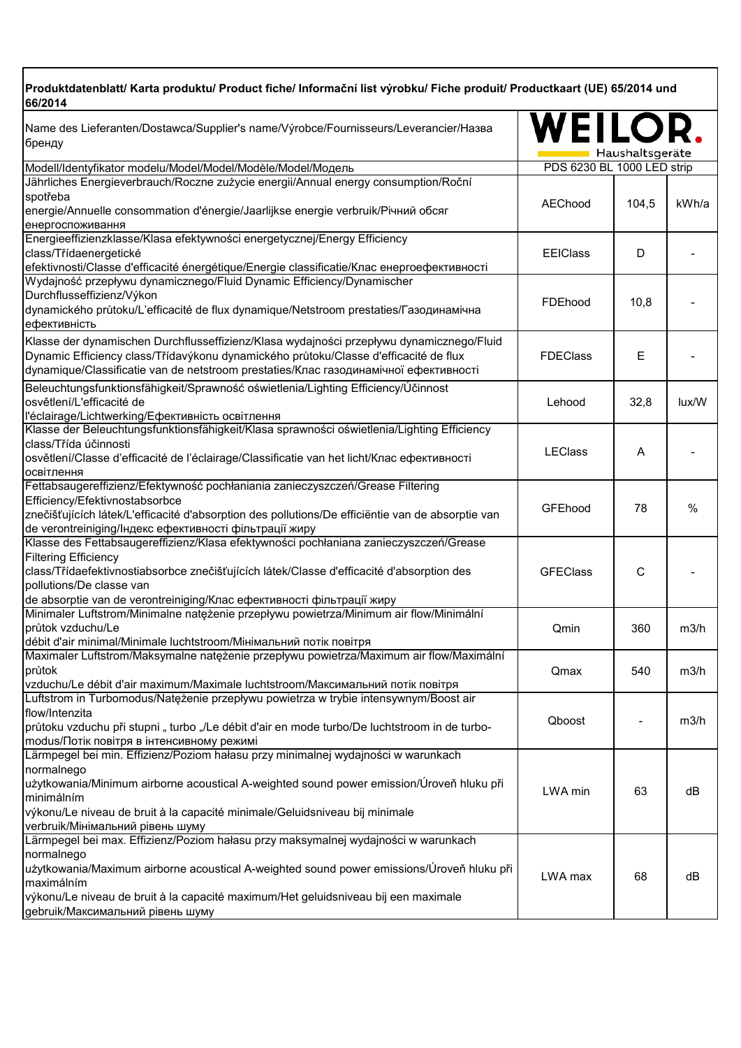**Produktdatenblatt/ Karta produktu/ Product fiche/ Informační list výrobku/ Fiche produit/ Productkaart (UE) 65/2014 und 66/2014**

| | | | |
|---|---|---|---|
| Name des Lieferanten/Dostawca/Supplier's name/Výrobce/Fournisseurs/Leverancier/Назва бренду | WEILOR. Haushaltsgeräte | | |
| Modell/Identyfikator modelu/Model/Model/Modèle/Model/Модель | PDS 6230 BL 1000 LED strip | | |
| Jährliches Energieverbrauch/Roczne zużycie energii/Annual energy consumption/Roční spotřeba energie/Annuelle consommation d'énergie/Jaarlijkse energie verbruik/Річний обсяг енергоспоживання | AEChood | 104,5 | kWh/a |
| Energieeffizienzklasse/Klasa efektywności energetycznej/Energy Efficiency class/Třídaenergetické efektivnosti/Classe d'efficacité énergétique/Energie classificatie/Клас енергоефективності | EEIClass | D | - |
| Wydajność przepływu dynamicznego/Fluid Dynamic Efficiency/Dynamischer Durchflusseffizienz/Výkon dynamického průtoku/L'efficacité de flux dynamique/Netstroom prestaties/Газодинамічна ефективність | FDEhood | 10,8 | - |
| Klasse der dynamischen Durchflusseffizienz/Klasa wydajności przepływu dynamicznego/Fluid Dynamic Efficiency class/Třídavýkonu dynamického průtoku/Classe d'efficacité de flux dynamique/Classificatie van de netstroom prestaties/Клас газодинамічної ефективності | FDEClass | E | - |
| Beleuchtungsfunktionsfähigkeit/Sprawność oświetlenia/Lighting Efficiency/Účinnost osvětlení/L'efficacité de l'éclairage/Lichtwerking/Ефективність освітлення | Lehood | 32,8 | lux/W |
| Klasse der Beleuchtungsfunktionsfähigkeit/Klasa sprawności oświetlenia/Lighting Efficiency class/Třída účinnosti osvětlení/Classe d'efficacité de l'éclairage/Classificatie van het licht/Клас ефективності освітлення | LEClass | A | - |
| Fettabsaugereffizienz/Efektywność pochłaniania zanieczyszczeń/Grease Filtering Efficiency/Efektivnostabsorbce znečišťujících látek/L'efficacité d'absorption des pollutions/De efficiëntie van de absorptie van de verontreiniging/Індекс ефективності фільтрації жиру | GFEhood | 78 | % |
| Klasse des Fettabsaugereffizienz/Klasa efektywności pochłaniana zanieczyszczeń/Grease Filtering Efficiency class/Třídaefektivnostiabsorbce znečišťujících látek/Classe d'efficacité d'absorption des pollutions/De classe van de absorptie van de verontreiniging/Клас ефективності фільтрації жиру | GFEClass | C | - |
| Minimaler Luftstrom/Minimalne natężenie przepływu powietrza/Minimum air flow/Minimální průtok vzduchu/Le débit d'air minimal/Minimale luchtstroom/Мінімальний потік повітря | Qmin | 360 | m3/h |
| Maximaler Luftstrom/Maksymalne natężenie przepływu powietrza/Maximum air flow/Maximální průtok vzduchu/Le débit d'air maximum/Maximale luchtstroom/Максимальний потік повітря | Qmax | 540 | m3/h |
| Luftstrom in Turbomodus/Natężenie przepływu powietrza w trybie intensywnym/Boost air flow/Intenzita průtoku vzduchu při stupni „ turbo „/Le débit d'air en mode turbo/De luchtstroom in de turbo-modus/Потік повітря в інтенсивному режимі | Qboost | - | m3/h |
| Lärmpegel bei min. Effizienz/Poziom hałasu przy minimalnej wydajności w warunkach normalnego użytkowania/Minimum airborne acoustical A-weighted sound power emission/Úroveň hluku při minimálním výkonu/Le niveau de bruit à la capacité minimale/Geluidsniveau bij minimale verbruik/Мінімальний рівень шуму | LWA min | 63 | dB |
| Lärmpegel bei max. Effizienz/Poziom hałasu przy maksymalnej wydajności w warunkach normalnego użytkowania/Maximum airborne acoustical A-weighted sound power emissions/Úroveň hluku při maximálním výkonu/Le niveau de bruit à la capacité maximum/Het geluidsniveau bij een maximale gebruik/Максимальний рівень шуму | LWA max | 68 | dB |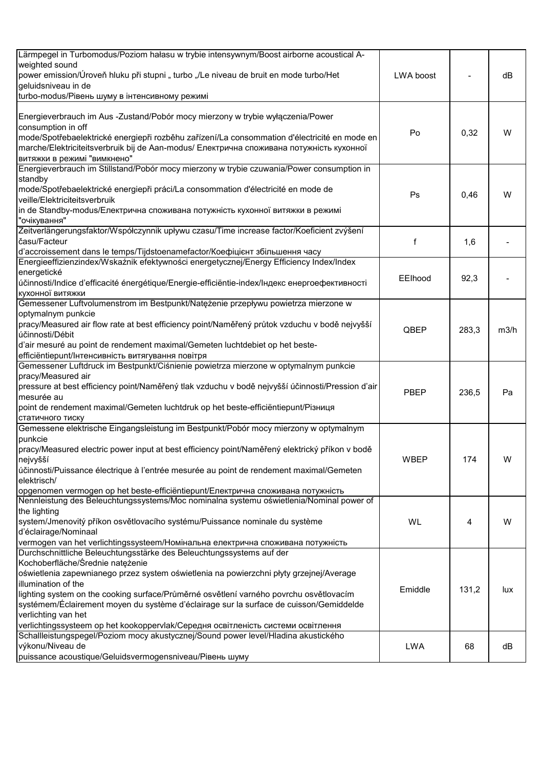| | | | |
|---|---|---|---|
| Lärmpegel in Turbomodus/Poziom hałasu w trybie intensywnym/Boost airborne acoustical A-weighted sound power emission/Úroveň hluku při stupni „ turbo „/Le niveau de bruit en mode turbo/Het geluidsniveau in de turbo-modus/Рівень шуму в інтенсивному режимі | LWA boost | - | dB |
| Energieverbrauch im Aus -Zustand/Pobór mocy mierzony w trybie wyłączenia/Power consumption in off mode/Spotřebaelektrické energiepři rozběhu zařízení/La consommation d'électricité en mode en marche/Elektriciteitsverbruik bij de Aan-modus/ Електрична споживана потужність кухонної витяжки в режимі "вимкнено" | Po | 0,32 | W |
| Energieverbrauch im Stillstand/Pobór mocy mierzony w trybie czuwania/Power consumption in standby mode/Spotřebaelektrické energiepři práci/La consommation d'électricité en mode de veille/Elektriciteitsverbruik in de Standby-modus/Електрична споживана потужність кухонної витяжки в режимі "очікування" | Ps | 0,46 | W |
| Zeitverlängerungsfaktor/Współczynnik upływu czasu/Time increase factor/Koeficient zvýšení času/Facteur d'accroissement dans le temps/Tijdstoenamefactor/Коефіцієнт збільшення часу | f | 1,6 | - |
| Energieeffizienzindex/Wskaźnik efektywności energetycznej/Energy Efficiency Index/Index energetické účinnosti/Indice d'efficacité énergétique/Energie-efficiëntie-index/Індекс енергоефективності кухонної витяжки | EEIhood | 92,3 | - |
| Gemessener Luftvolumenstrom im Bestpunkt/Natężenie przepływu powietrza mierzone w optymalnym punkcie pracy/Measured air flow rate at best efficiency point/Naměřený průtok vzduchu v bodě nejvyšší účinnosti/Débit d'air mesuré au point de rendement maximal/Gemeten luchtdebiet op het beste-efficiëntiepunt/Інтенсивність витягування повітря | QBEP | 283,3 | m3/h |
| Gemessener Luftdruck im Bestpunkt/Ciśnienie powietrza mierzone w optymalnym punkcie pracy/Measured air pressure at best efficiency point/Naměřený tlak vzduchu v bodě nejvyšší účinnosti/Pression d'air mesurée au point de rendement maximal/Gemeten luchtdruk op het beste-efficiëntiepunt/Різниця статичного тиску | PBEP | 236,5 | Pa |
| Gemessene elektrische Eingangsleistung im Bestpunkt/Pobór mocy mierzony w optymalnym punkcie pracy/Measured electric power input at best efficiency point/Naměřený elektrický příkon v bodě nejvyšší účinnosti/Puissance électrique à l'entrée mesurée au point de rendement maximal/Gemeten elektrisch/ opgenomen vermogen op het beste-efficiëntiepunt/Електрична споживана потужність | WBEP | 174 | W |
| Nennleistung des Beleuchtungssystems/Moc nominalna systemu oświetlenia/Nominal power of the lighting system/Jmenovitý příkon osvětlovacího systému/Puissance nominale du système d'éclairage/Nominaal vermogen van het verlichtingssysteem/Номінальна електрична споживана потужність | WL | 4 | W |
| Durchschnittliche Beleuchtungsstärke des Beleuchtungssystems auf der Kochoberfläche/Średnie natężenie oświetlenia zapewnianego przez system oświetlenia na powierzchni płyty grzejnej/Average illumination of the lighting system on the cooking surface/Průměrné osvětlení varného povrchu osvětlovacím systémem/Éclairement moyen du système d'éclairage sur la surface de cuisson/Gemiddelde verlichting van het verlichtingssysteem op het kookoppervlak/Середня освітленість системи освітлення | Emiddle | 131,2 | lux |
| Schallleistungspegel/Poziom mocy akustycznej/Sound power level/Hladina akustického výkonu/Niveau de puissance acoustique/Geluidsvermogensniveau/Рівень шуму | LWA | 68 | dB |